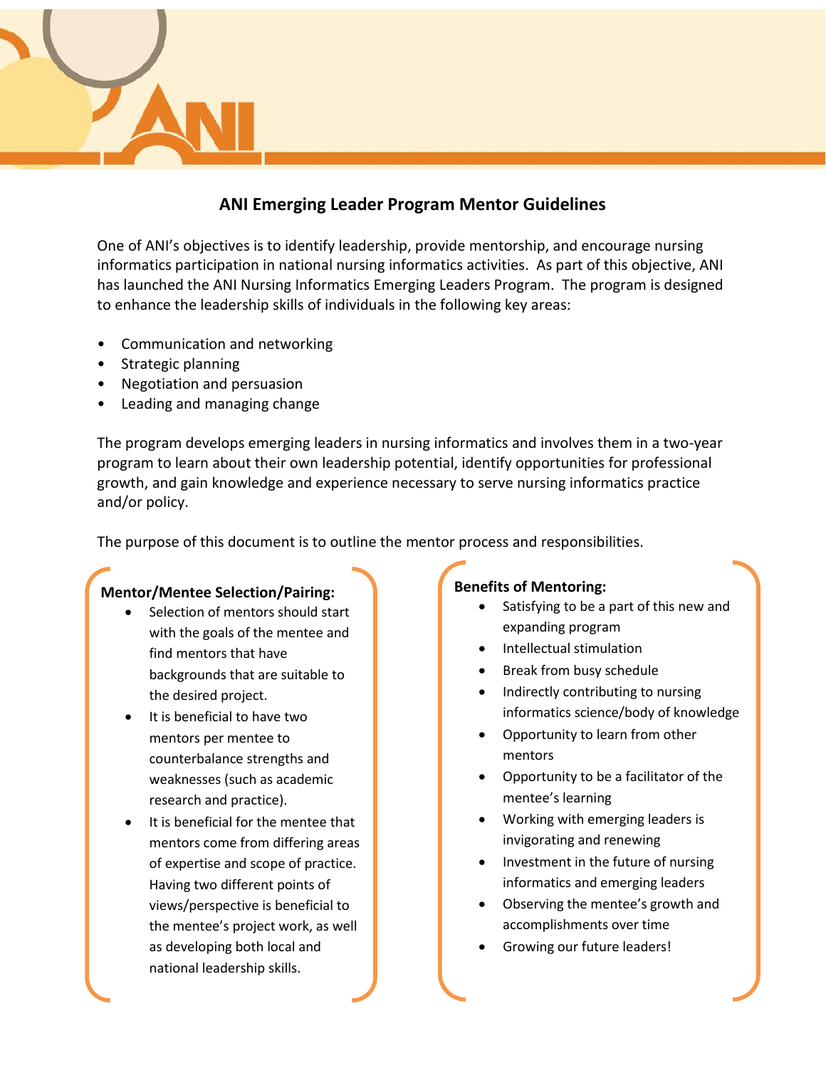# ANI Emerging Leader Program Mentor Guidelines

One of ANI's objectives is to identify leadership, provide mentorship, and encourage nursing informatics participation in national nursing informatics activities. As part of this objective, ANI has launched the ANI Nursing Informatics Emerging Leaders Program. The program is designed to enhance the leadership skills of individuals in the following key areas:

- Communication and networking
- Strategic planning
- Negotiation and persuasion
- Leading and managing change

The program develops emerging leaders in nursing informatics and involves them in a two-year program to learn about their own leadership potential, identify opportunities for professional growth, and gain knowledge and experience necessary to serve nursing informatics practice and/or policy.

The purpose of this document is to outline the mentor process and responsibilities.

**Mentor/Mentee Selection/Pairing:**

- Selection of mentors should start with the goals of the mentee and find mentors that have backgrounds that are suitable to the desired project.
- It is beneficial to have two mentors per mentee to counterbalance strengths and weaknesses (such as academic research and practice).
- It is beneficial for the mentee that mentors come from differing areas of expertise and scope of practice. Having two different points of views/perspective is beneficial to the mentee's project work, as well as developing both local and national leadership skills.

**Benefits of Mentoring:**

- Satisfying to be a part of this new and expanding program
- Intellectual stimulation
- Break from busy schedule
- Indirectly contributing to nursing informatics science/body of knowledge
- Opportunity to learn from other mentors
- Opportunity to be a facilitator of the mentee's learning
- Working with emerging leaders is invigorating and renewing
- Investment in the future of nursing informatics and emerging leaders
- Observing the mentee's growth and accomplishments over time
- Growing our future leaders!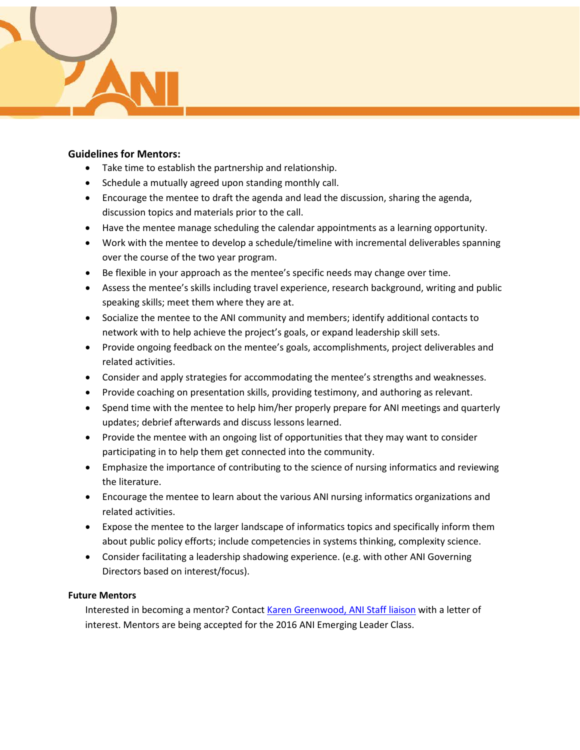**Guidelines for Mentors:**

- Take time to establish the partnership and relationship.
- Schedule a mutually agreed upon standing monthly call.
- Encourage the mentee to draft the agenda and lead the discussion, sharing the agenda, discussion topics and materials prior to the call.
- Have the mentee manage scheduling the calendar appointments as a learning opportunity.
- Work with the mentee to develop a schedule/timeline with incremental deliverables spanning over the course of the two year program.
- Be flexible in your approach as the mentee's specific needs may change over time.
- Assess the mentee's skills including travel experience, research background, writing and public speaking skills; meet them where they are at.
- Socialize the mentee to the ANI community and members; identify additional contacts to network with to help achieve the project's goals, or expand leadership skill sets.
- Provide ongoing feedback on the mentee's goals, accomplishments, project deliverables and related activities.
- Consider and apply strategies for accommodating the mentee's strengths and weaknesses.
- Provide coaching on presentation skills, providing testimony, and authoring as relevant.
- Spend time with the mentee to help him/her properly prepare for ANI meetings and quarterly updates; debrief afterwards and discuss lessons learned.
- Provide the mentee with an ongoing list of opportunities that they may want to consider participating in to help them get connected into the community.
- Emphasize the importance of contributing to the science of nursing informatics and reviewing the literature.
- Encourage the mentee to learn about the various ANI nursing informatics organizations and related activities.
- Expose the mentee to the larger landscape of informatics topics and specifically inform them about public policy efforts; include competencies in systems thinking, complexity science.
- Consider facilitating a leadership shadowing experience. (e.g. with other ANI Governing Directors based on interest/focus).

**Future Mentors**

Interested in becoming a mentor? Contact Karen Greenwood, ANI Staff liaison with a letter of interest. Mentors are being accepted for the 2016 ANI Emerging Leader Class.